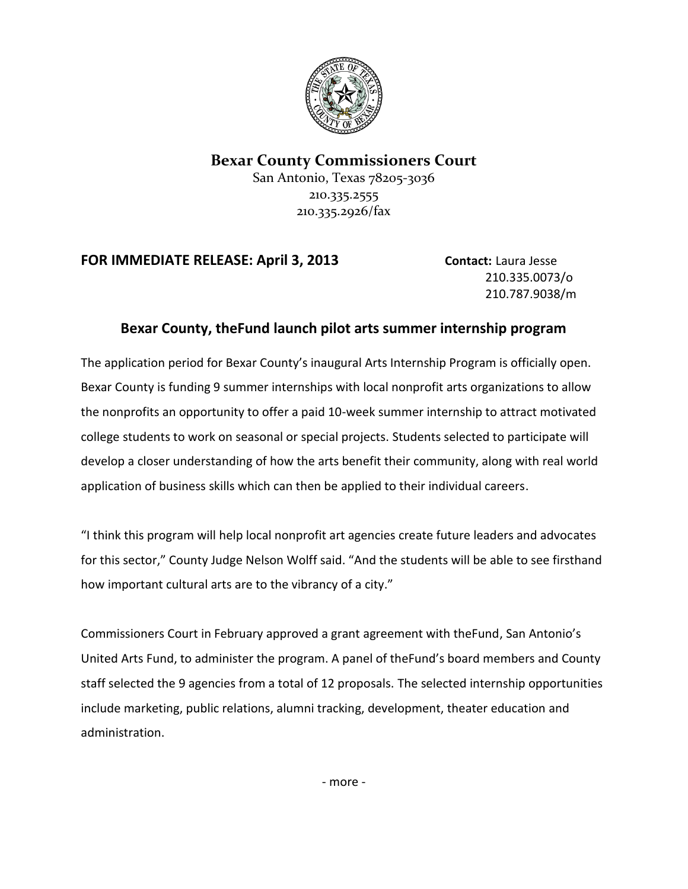**Bexar County Commissioners Court**

San Antonio, Texas 78205-3036
210.335.2555
210.335.2926/fax

**FOR IMMEDIATE RELEASE: April 3, 2013**

**Contact:** Laura Jesse
210.335.0073/o
210.787.9038/m

## Bexar County, theFund launch pilot arts summer internship program

The application period for Bexar County's inaugural Arts Internship Program is officially open. Bexar County is funding 9 summer internships with local nonprofit arts organizations to allow the nonprofits an opportunity to offer a paid 10-week summer internship to attract motivated college students to work on seasonal or special projects. Students selected to participate will develop a closer understanding of how the arts benefit their community, along with real world application of business skills which can then be applied to their individual careers.

"I think this program will help local nonprofit art agencies create future leaders and advocates for this sector," County Judge Nelson Wolff said. "And the students will be able to see firsthand how important cultural arts are to the vibrancy of a city."

Commissioners Court in February approved a grant agreement with theFund, San Antonio's United Arts Fund, to administer the program. A panel of theFund's board members and County staff selected the 9 agencies from a total of 12 proposals. The selected internship opportunities include marketing, public relations, alumni tracking, development, theater education and administration.

- more -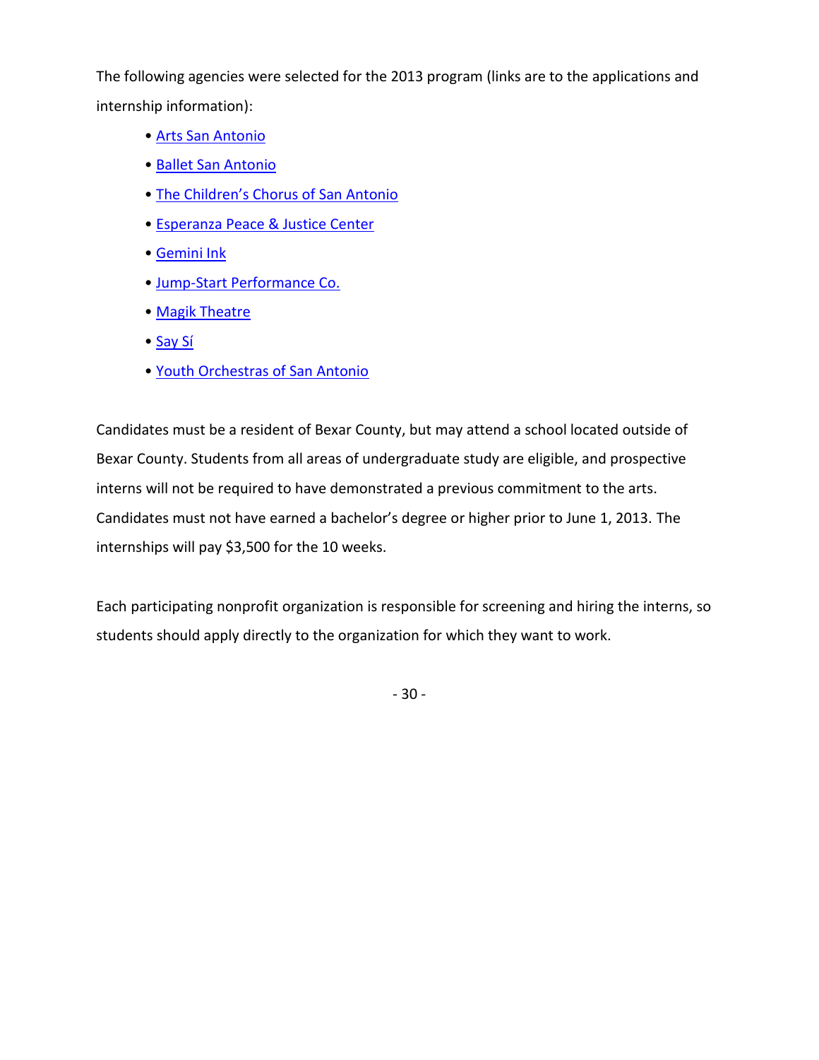The following agencies were selected for the 2013 program (links are to the applications and internship information):

- Arts San Antonio
- Ballet San Antonio
- The Children's Chorus of San Antonio
- Esperanza Peace & Justice Center
- Gemini Ink
- Jump-Start Performance Co.
- Magik Theatre
- Say Sí
- Youth Orchestras of San Antonio

Candidates must be a resident of Bexar County, but may attend a school located outside of Bexar County. Students from all areas of undergraduate study are eligible, and prospective interns will not be required to have demonstrated a previous commitment to the arts. Candidates must not have earned a bachelor's degree or higher prior to June 1, 2013. The internships will pay $3,500 for the 10 weeks.

Each participating nonprofit organization is responsible for screening and hiring the interns, so students should apply directly to the organization for which they want to work.